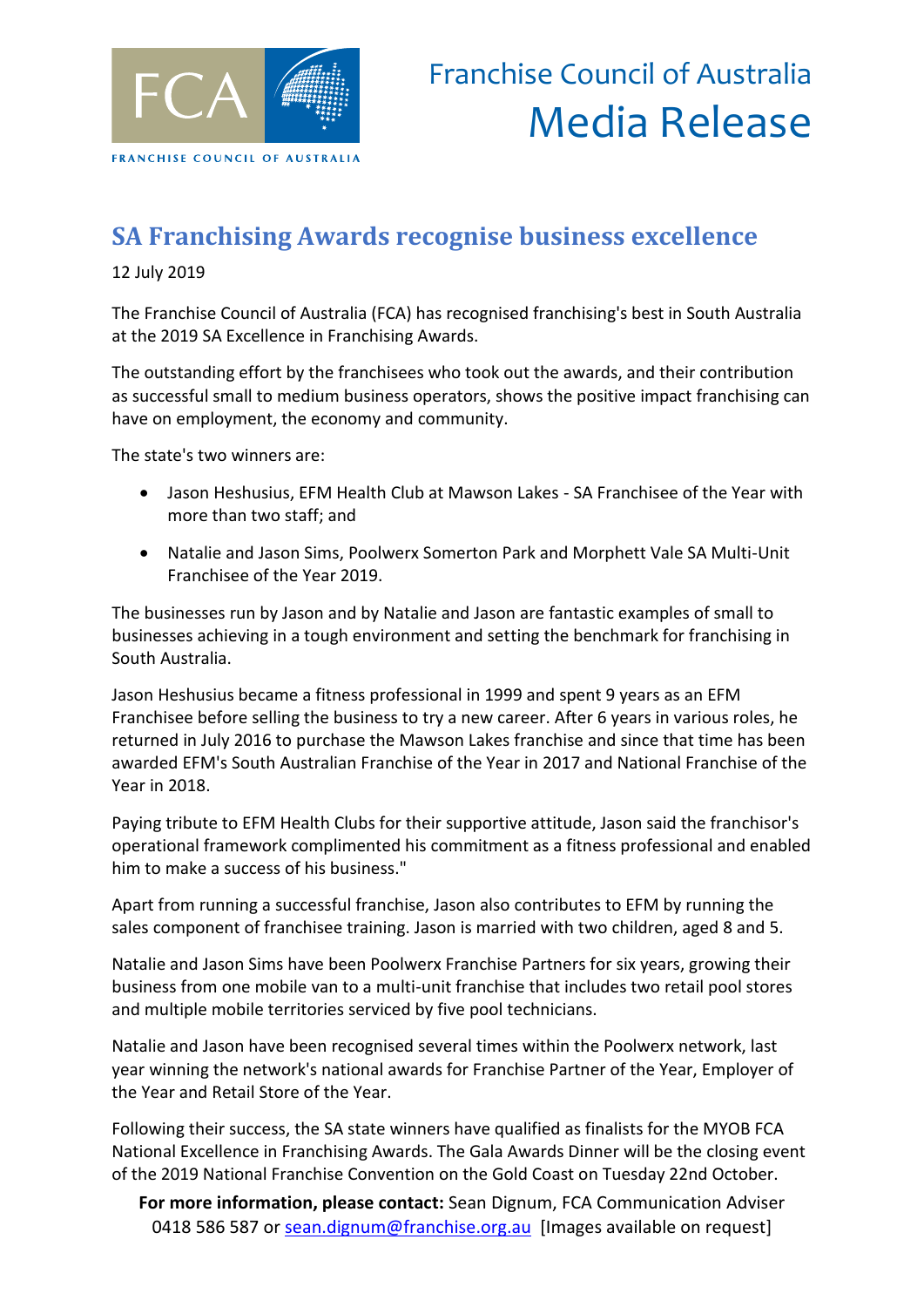FCA

FRANCHISE COUNCIL OF AUSTRALIA

Franchise Council of Australia
Media Release

# SA Franchising Awards recognise business excellence

12 July 2019

The Franchise Council of Australia (FCA) has recognised franchising's best in South Australia at the 2019 SA Excellence in Franchising Awards.

The outstanding effort by the franchisees who took out the awards, and their contribution as successful small to medium business operators, shows the positive impact franchising can have on employment, the economy and community.

The state's two winners are:

- Jason Heshusius, EFM Health Club at Mawson Lakes - SA Franchisee of the Year with more than two staff; and
- Natalie and Jason Sims, Poolwerx Somerton Park and Morphett Vale SA Multi-Unit Franchisee of the Year 2019.

The businesses run by Jason and by Natalie and Jason are fantastic examples of small to businesses achieving in a tough environment and setting the benchmark for franchising in South Australia.

Jason Heshusius became a fitness professional in 1999 and spent 9 years as an EFM Franchisee before selling the business to try a new career. After 6 years in various roles, he returned in July 2016 to purchase the Mawson Lakes franchise and since that time has been awarded EFM's South Australian Franchise of the Year in 2017 and National Franchise of the Year in 2018.

Paying tribute to EFM Health Clubs for their supportive attitude, Jason said the franchisor's operational framework complimented his commitment as a fitness professional and enabled him to make a success of his business."

Apart from running a successful franchise, Jason also contributes to EFM by running the sales component of franchisee training. Jason is married with two children, aged 8 and 5.

Natalie and Jason Sims have been Poolwerx Franchise Partners for six years, growing their business from one mobile van to a multi-unit franchise that includes two retail pool stores and multiple mobile territories serviced by five pool technicians.

Natalie and Jason have been recognised several times within the Poolwerx network, last year winning the network's national awards for Franchise Partner of the Year, Employer of the Year and Retail Store of the Year.

Following their success, the SA state winners have qualified as finalists for the MYOB FCA National Excellence in Franchising Awards. The Gala Awards Dinner will be the closing event of the 2019 National Franchise Convention on the Gold Coast on Tuesday 22nd October.

**For more information, please contact:** Sean Dignum, FCA Communication Adviser 0418 586 587 or sean.dignum@franchise.org.au [Images available on request]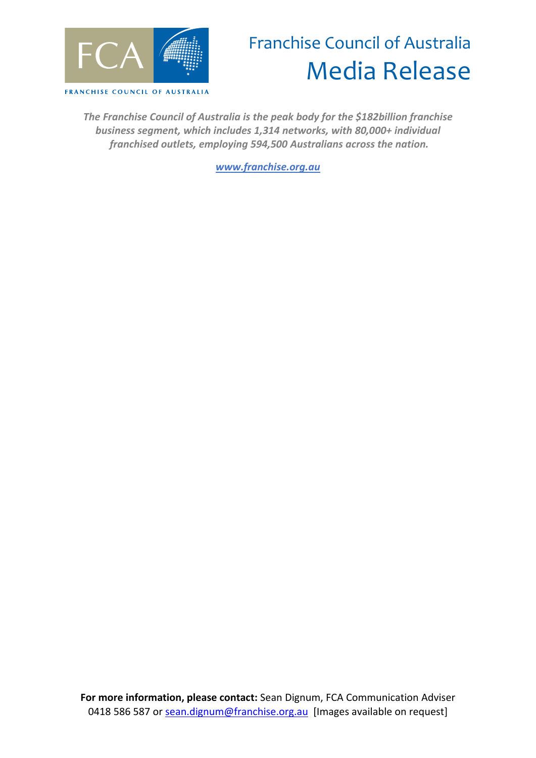# Franchise Council of Australia
## Media Release

*The Franchise Council of Australia is the peak body for the $182billion franchise business segment, which includes 1,314 networks, with 80,000+ individual franchised outlets, employing 594,500 Australians across the nation.*

***www.franchise.org.au***

**For more information, please contact:** Sean Dignum, FCA Communication Adviser 0418 586 587 or sean.dignum@franchise.org.au [Images available on request]